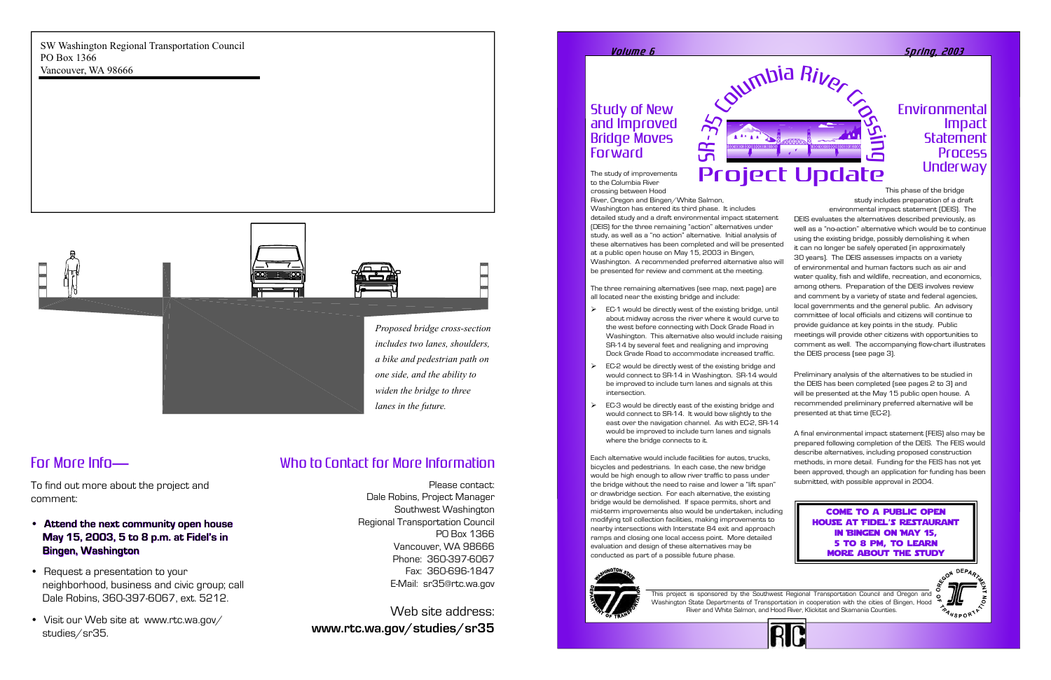SW Washington Regional Transportation Council
PO Box 1366
Vancouver, WA 98666

*Proposed bridge cross-section includes two lanes, shoulders, a bike and pedestrian path on one side, and the ability to widen the bridge to three lanes in the future.*

## For More Info—

To find out more about the project and comment:

- **Attend the next community open house May 15, 2003, 5 to 8 p.m. at Fidel's in Bingen, Washington**
- Request a presentation to your neighborhood, business and civic group; call Dale Robins, 360-397-6067, ext. 5212.
- Visit our Web site at www.rtc.wa.gov/studies/sr35.

## Who to Contact for More Information

Please contact:
Dale Robins, Project Manager
Southwest Washington
Regional Transportation Council
PO Box 1366
Vancouver, WA 98666
Phone: 360-397-6067
Fax: 360-696-1847
E-Mail: sr35@rtc.wa.gov

Web site address:
**www.rtc.wa.gov/studies/sr35**

*Volume 6* *Spring, 2003*

# SR-35 Columbia River Crossing Project Update

## Study of New and Improved Bridge Moves Forward

The study of improvements to the Columbia River crossing between Hood River, Oregon and Bingen/White Salmon, Washington has entered its third phase. It includes detailed study and a draft environmental impact statement (DEIS) for the three remaining "action" alternatives under study, as well as a "no action" alternative. Initial analysis of these alternatives has been completed and will be presented at a public open house on May 15, 2003 in Bingen, Washington. A recommended preferred alternative also will be presented for review and comment at the meeting.

The three remaining alternatives (see map, next page) are all located near the existing bridge and include:

- EC-1 would be directly west of the existing bridge, until about midway across the river where it would curve to the west before connecting with Dock Grade Road in Washington. This alternative also would include raising SR-14 by several feet and realigning and improving Dock Grade Road to accommodate increased traffic.
- EC-2 would be directly west of the existing bridge and would connect to SR-14 in Washington. SR-14 would be improved to include turn lanes and signals at this intersection.
- EC-3 would be directly east of the existing bridge and would connect to SR-14. It would bow slightly to the east over the navigation channel. As with EC-2, SR-14 would be improved to include turn lanes and signals where the bridge connects to it.

Each alternative would include facilities for autos, trucks, bicycles and pedestrians. In each case, the new bridge would be high enough to allow river traffic to pass under the bridge without the need to raise and lower a "lift span" or drawbridge section. For each alternative, the existing bridge would be demolished. If space permits, short and mid-term improvements also would be undertaken, including modifying toll collection facilities, making improvements to nearby intersections with Interstate 84 exit and approach ramps and closing one local access point. More detailed evaluation and design of these alternatives may be conducted as part of a possible future phase.

## Environmental Impact Statement Process Underway

This phase of the bridge study includes preparation of a draft environmental impact statement (DEIS). The DEIS evaluates the alternatives described previously, as well as a "no-action" alternative which would be to continue using the existing bridge, possibly demolishing it when it can no longer be safely operated (in approximately 30 years). The DEIS assesses impacts on a variety of environmental and human factors such as air and water quality, fish and wildlife, recreation, and economics, among others. Preparation of the DEIS involves review and comment by a variety of state and federal agencies, local governments and the general public. An advisory committee of local officials and citizens will continue to provide guidance at key points in the study. Public meetings will provide other citizens with opportunities to comment as well. The accompanying flow-chart illustrates the DEIS process (see page 3).

Preliminary analysis of the alternatives to be studied in the DEIS has been completed (see pages 2 to 3) and will be presented at the May 15 public open house. A recommended preliminary preferred alternative will be presented at that time (EC-2).

A final environmental impact statement (FEIS) also may be prepared following completion of the DEIS. The FEIS would describe alternatives, including proposed construction methods, in more detail. Funding for the FEIS has not yet been approved, though an application for funding has been submitted, with possible approval in 2004.

**COME TO A PUBLIC OPEN HOUSE AT FIDEL'S RESTAURANT IN BINGEN ON MAY 15, 5 TO 8 PM, TO LEARN MORE ABOUT THE STUDY**

This project is sponsored by the Southwest Regional Transportation Council and Oregon and Washington State Departments of Transportation in cooperation with the cities of Bingen, Hood River and White Salmon, and Hood River, Klickitat and Skamania Counties.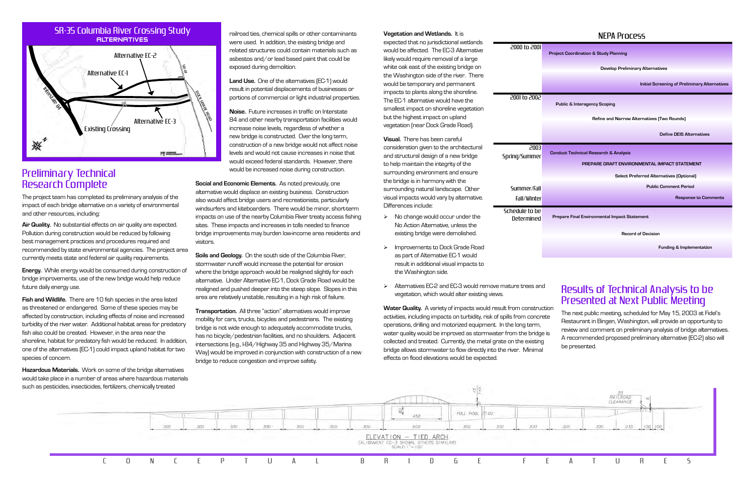## SR-35 Columbia River Crossing Study

ALTERNATIVES

Alternative EC-2

Alternative EC-1

Interstate 84

Alternative EC-3

Existing Crossing

SR 14

DOCK GRADE ROAD

N

# Preliminary Technical Research Complete

The project team has completed its preliminary analysis of the impact of each bridge alternative on a variety of environmental and other resources, including:

**Air Quality.** No substantial effects on air quality are expected. Pollution during construction would be reduced by following best management practices and procedures required and recommended by state environmental agencies. The project area currently meets state and federal air quality requirements.

**Energy.** While energy would be consumed during construction of bridge improvements, use of the new bridge would help reduce future daily energy use.

**Fish and Wildlife.** There are 10 fish species in the area listed as threatened or endangered. Some of these species may be affected by construction, including effects of noise and increased turbidity of the river water. Additional habitat areas for predatory fish also could be created. However, in the area near the shoreline, habitat for predatory fish would be reduced. In addition, one of the alternatives (EC-1) could impact upland habitat for two species of concern.

**Hazardous Materials.** Work on some of the bridge alternatives would take place in a number of areas where hazardous materials such as pesticides, insecticides, fertilizers, chemically treated railroad ties, chemical spills or other contaminants were used. In addition, the existing bridge and related structures could contain materials such as asbestos and/or lead based paint that could be exposed during demolition.

**Land Use.** One of the alternatives (EC-1) would result in potential displacements of businesses or portions of commercial or light industrial properties.

**Noise.** Future increases in traffic on Interstate 84 and other nearby transportation facilities would increase noise levels, regardless of whether a new bridge is constructed. Over the long term, construction of a new bridge would not affect noise levels and would not cause increases in noise that would exceed federal standards. However, there would be increased noise during construction.

**Social and Economic Elements.** As noted previously, one alternative would displace an existing business. Construction also would affect bridge users and recreationists, particularly windsurfers and kiteboarders. There would be minor, short-term impacts on use of the nearby Columbia River treaty access fishing sites. These impacts and increases in tolls needed to finance bridge improvements may burden low-income area residents and visitors.

**Soils and Geology.** On the south side of the Columbia River, stormwater runoff would increase the potential for erosion where the bridge approach would be realigned slightly for each alternative. Under Alternative EC-1, Dock Grade Road would be realigned and pushed deeper into the steep slope. Slopes in this area are relatively unstable, resulting in a high risk of failure.

**Transportation.** All three "action" alternatives would improve mobility for cars, trucks, bicycles and pedestrians. The existing bridge is not wide enough to adequately accommodate trucks, has no bicycle/pedestrian facilities, and no shoulders. Adjacent intersections (e.g., I-84/Highway 35 and Highway 35/Marina Way) would be improved in conjunction with construction of a new bridge to reduce congestion and improve safety.

**Vegetation and Wetlands.** It is expected that no jurisdictional wetlands would be affected. The EC-3 Alternative likely would require removal of a large white oak east of the existing bridge on the Washington side of the river. There would be temporary and permanent impacts to plants along the shoreline. The EC-1 alternative would have the smallest impact on shoreline vegetation but the highest impact on upland vegetation (near Dock Grade Road).

**Visual.** There has been careful consideration given to the architectural and structural design of a new bridge to help maintain the integrity of the surrounding environment and ensure the bridge is in harmony with the surrounding natural landscape. Other visual impacts would vary by alternative. Differences include:

- No change would occur under the No Action Alternative, unless the existing bridge were demolished.
- Improvements to Dock Grade Road as part of Alternative EC-1 would result in additional visual impacts to the Washington side.
- Alternatives EC-2 and EC-3 would remove mature trees and vegetation, which would alter existing views.

**Water Quality.** A variety of impacts would result from construction activities, including impacts on turbidity, risk of spills from concrete operations, drilling and motorized equipment. In the long term, water quality would be improved as stormwater from the bridge is collected and treated. Currently, the metal grate on the existing bridge allows stormwater to flow directly into the river. Minimal effects on flood elevations would be expected.

## NEPA Process

| | |
|---|---|
| 2000 to 2001 | Project Coordination & Study Planning |
| | Develop Preliminary Alternatives |
| | Initial Screening of Preliminary Alternatives |
| 2001 to 2002 | Public & Interagency Scoping |
| | Refine and Narrow Alternatives (Two Rounds) |
| | Define DEIS Alternatives |
| 2003 Spring/Summer | Conduct Technical Research & Analysis |
| | PREPARE DRAFT ENVIRONMENTAL IMPACT STATEMENT |
| | Select Preferred Alternatives (Optional) |
| Summer/Fall | Public Comment Period |
| Fall/Winter | Response to Comments |
| Schedule to be Determined | Prepare Final Environmental Impact Statement |
| | Record of Decision |
| | Funding & Implementation |

# Results of Technical Analysis to be Presented at Next Public Meeting

The next public meeting, scheduled for May 15, 2003 at Fidel's Restaurant in Bingen, Washington, will provide an opportunity to review and comment on preliminary analysis of bridge alternatives. A recommended proposed preliminary alternative (EC-2) also will be presented.

ELEVATION — TIED ARCH

(ALIGNMENT EC-3 SHOWN, OTHERS SIMILAR)

SCALE: 1"=100'

300 300 300 300 300 300 300 450 600 300 300 300 300 300 230 100 100

FULL POOL 77.00

23 RAILROAD CLEARANCE

CONCEPTUAL BRIDGE FEATURES